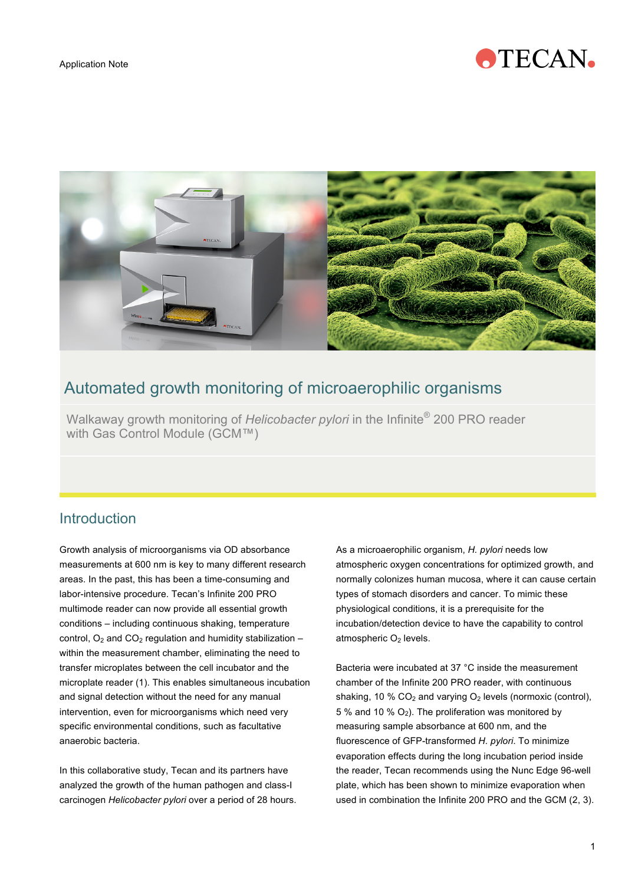Application Note

# Automated growth monitoring of microaerophilic organisms

Walkaway growth monitoring of *Helicobacter pylori* in the Infinite® 200 PRO reader with Gas Control Module (GCM™)

## Introduction

Growth analysis of microorganisms via OD absorbance measurements at 600 nm is key to many different research areas. In the past, this has been a time-consuming and labor-intensive procedure. Tecan's Infinite 200 PRO multimode reader can now provide all essential growth conditions – including continuous shaking, temperature control, $O_2$ and $CO_2$ regulation and humidity stabilization – within the measurement chamber, eliminating the need to transfer microplates between the cell incubator and the microplate reader (1). This enables simultaneous incubation and signal detection without the need for any manual intervention, even for microorganisms which need very specific environmental conditions, such as facultative anaerobic bacteria.

In this collaborative study, Tecan and its partners have analyzed the growth of the human pathogen and class-I carcinogen *Helicobacter pylori* over a period of 28 hours.

As a microaerophilic organism, *H. pylori* needs low atmospheric oxygen concentrations for optimized growth, and normally colonizes human mucosa, where it can cause certain types of stomach disorders and cancer. To mimic these physiological conditions, it is a prerequisite for the incubation/detection device to have the capability to control atmospheric $O_2$ levels.

Bacteria were incubated at 37 °C inside the measurement chamber of the Infinite 200 PRO reader, with continuous shaking, 10 % $CO_2$ and varying $O_2$ levels (normoxic (control), 5 % and 10 % $O_2$). The proliferation was monitored by measuring sample absorbance at 600 nm, and the fluorescence of GFP-transformed *H. pylori*. To minimize evaporation effects during the long incubation period inside the reader, Tecan recommends using the Nunc Edge 96-well plate, which has been shown to minimize evaporation when used in combination the Infinite 200 PRO and the GCM (2, 3).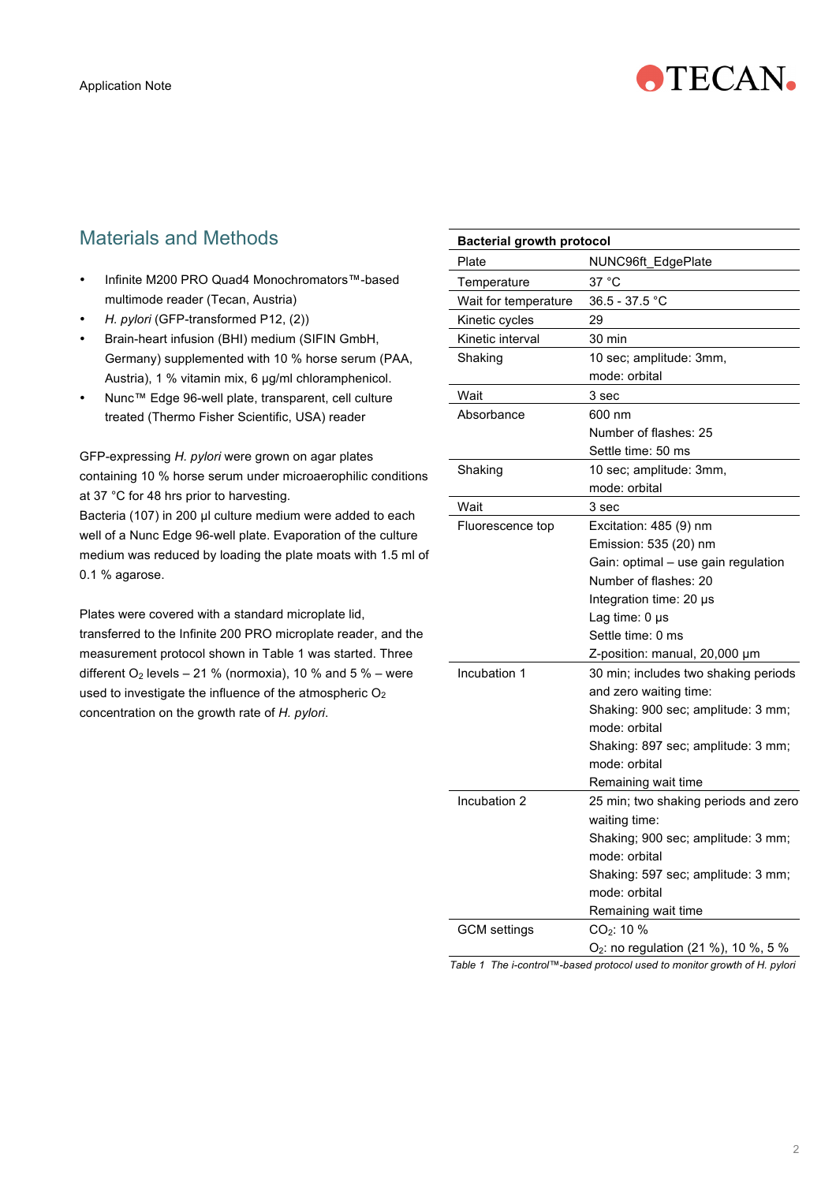## Materials and Methods

- Infinite M200 PRO Quad4 Monochromators™-based multimode reader (Tecan, Austria)
- *H. pylori* (GFP-transformed P12, (2))
- Brain-heart infusion (BHI) medium (SIFIN GmbH, Germany) supplemented with 10 % horse serum (PAA, Austria), 1 % vitamin mix, 6 µg/ml chloramphenicol.
- Nunc™ Edge 96-well plate, transparent, cell culture treated (Thermo Fisher Scientific, USA) reader

GFP-expressing *H. pylori* were grown on agar plates containing 10 % horse serum under microaerophilic conditions at 37 °C for 48 hrs prior to harvesting.
Bacteria (107) in 200 µl culture medium were added to each well of a Nunc Edge 96-well plate. Evaporation of the culture medium was reduced by loading the plate moats with 1.5 ml of 0.1 % agarose.

Plates were covered with a standard microplate lid, transferred to the Infinite 200 PRO microplate reader, and the measurement protocol shown in Table 1 was started. Three different $O_2$ levels – 21 % (normoxia), 10 % and 5 % – were used to investigate the influence of the atmospheric $O_2$ concentration on the growth rate of *H. pylori*.

| **Bacterial growth protocol** | |
|---|---|
| Plate | NUNC96ft_EdgePlate |
| Temperature | 37 °C |
| Wait for temperature | 36.5 - 37.5 °C |
| Kinetic cycles | 29 |
| Kinetic interval | 30 min |
| Shaking | 10 sec; amplitude: 3mm, mode: orbital |
| Wait | 3 sec |
| Absorbance | 600 nm<br>Number of flashes: 25<br>Settle time: 50 ms |
| Shaking | 10 sec; amplitude: 3mm, mode: orbital |
| Wait | 3 sec |
| Fluorescence top | Excitation: 485 (9) nm<br>Emission: 535 (20) nm<br>Gain: optimal – use gain regulation<br>Number of flashes: 20<br>Integration time: 20 µs<br>Lag time: 0 µs<br>Settle time: 0 ms<br>Z-position: manual, 20,000 µm |
| Incubation 1 | 30 min; includes two shaking periods and zero waiting time:<br>Shaking: 900 sec; amplitude: 3 mm; mode: orbital<br>Shaking: 897 sec; amplitude: 3 mm; mode: orbital<br>Remaining wait time |
| Incubation 2 | 25 min; two shaking periods and zero waiting time:<br>Shaking; 900 sec; amplitude: 3 mm; mode: orbital<br>Shaking: 597 sec; amplitude: 3 mm; mode: orbital<br>Remaining wait time |
| GCM settings | $CO_2$: 10 %<br>$O_2$: no regulation (21 %), 10 %, 5 % |

*Table 1 The i-control™-based protocol used to monitor growth of H. pylori*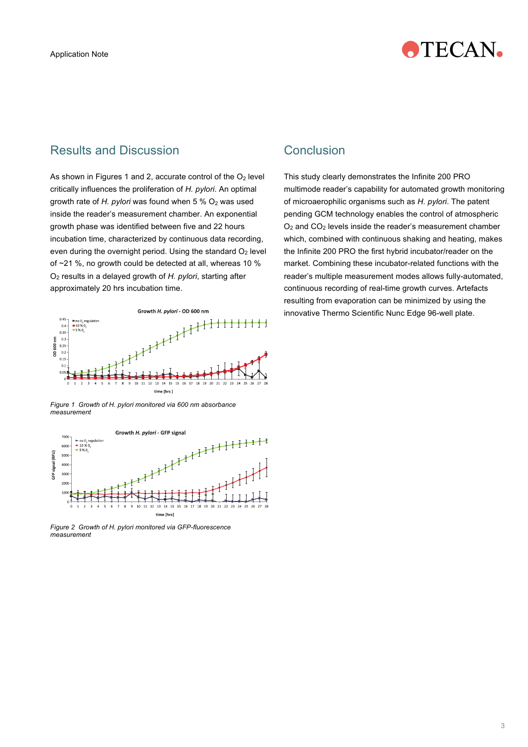## Results and Discussion

As shown in Figures 1 and 2, accurate control of the $O_2$ level critically influences the proliferation of *H. pylori*. An optimal growth rate of *H. pylori* was found when 5 % $O_2$ was used inside the reader's measurement chamber. An exponential growth phase was identified between five and 22 hours incubation time, characterized by continuous data recording, even during the overnight period. Using the standard $O_2$ level of ~21 %, no growth could be detected at all, whereas 10 % $O_2$ results in a delayed growth of *H. pylori*, starting after approximately 20 hrs incubation time.

*Figure 1 Growth of H. pylori monitored via 600 nm absorbance measurement*

*Figure 2 Growth of H. pylori monitored via GFP-fluorescence measurement*

## Conclusion

This study clearly demonstrates the Infinite 200 PRO multimode reader's capability for automated growth monitoring of microaerophilic organisms such as *H. pylori.* The patent pending GCM technology enables the control of atmospheric $O_2$ and $CO_2$ levels inside the reader's measurement chamber which, combined with continuous shaking and heating, makes the Infinite 200 PRO the first hybrid incubator/reader on the market. Combining these incubator-related functions with the reader's multiple measurement modes allows fully-automated, continuous recording of real-time growth curves. Artefacts resulting from evaporation can be minimized by using the innovative Thermo Scientific Nunc Edge 96-well plate.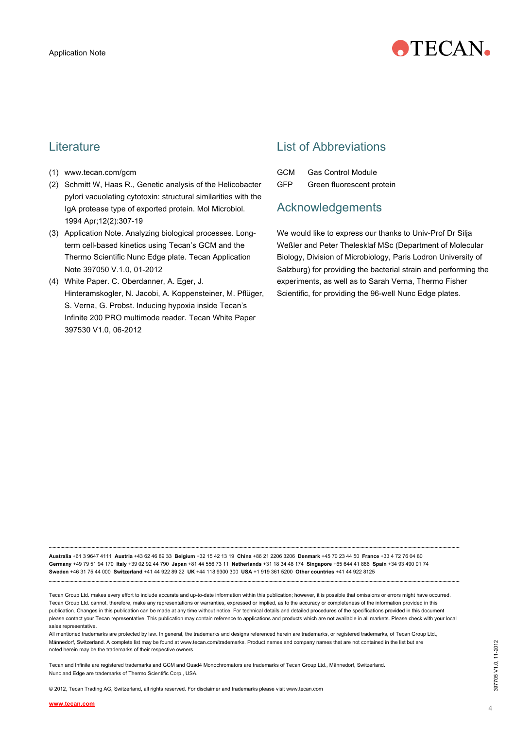## Literature

(1) www.tecan.com/gcm

(2) Schmitt W, Haas R., Genetic analysis of the Helicobacter pylori vacuolating cytotoxin: structural similarities with the IgA protease type of exported protein. Mol Microbiol. 1994 Apr;12(2):307-19

(3) Application Note. Analyzing biological processes. Long-term cell-based kinetics using Tecan's GCM and the Thermo Scientific Nunc Edge plate. Tecan Application Note 397050 V.1.0, 01-2012

(4) White Paper. C. Oberdanner, A. Eger, J. Hinteramskogler, N. Jacobi, A. Koppensteiner, M. Pflüger, S. Verna, G. Probst. Inducing hypoxia inside Tecan's Infinite 200 PRO multimode reader. Tecan White Paper 397530 V1.0, 06-2012

## List of Abbreviations

| | |
|---|---|
| GCM | Gas Control Module |
| GFP | Green fluorescent protein |

## Acknowledgements

We would like to express our thanks to Univ-Prof Dr Silja Weßler and Peter Theleskiaf MSc (Department of Molecular Biology, Division of Microbiology, Paris Lodron University of Salzburg) for providing the bacterial strain and performing the experiments, as well as to Sarah Verna, Thermo Fisher Scientific, for providing the 96-well Nunc Edge plates.

**Australia** +61 3 9647 4111 **Austria** +43 62 46 89 33 **Belgium** +32 15 42 13 19 **China** +86 21 2206 3206 **Denmark** +45 70 23 44 50 **France** +33 4 72 76 04 80 **Germany** +49 79 51 94 170 **Italy** +39 02 92 44 790 **Japan** +81 44 556 73 11 **Netherlands** +31 18 34 48 174 **Singapore** +65 644 41 886 **Spain** +34 93 490 01 74 **Sweden** +46 31 75 44 000 **Switzerland** +41 44 922 89 22 **UK** +44 118 9300 300 **USA** +1 919 361 5200 **Other countries** +41 44 922 8125

Tecan Group Ltd. makes every effort to include accurate and up-to-date information within this publication; however, it is possible that omissions or errors might have occurred. Tecan Group Ltd. cannot, therefore, make any representations or warranties, expressed or implied, as to the accuracy or completeness of the information provided in this publication. Changes in this publication can be made at any time without notice. For technical details and detailed procedures of the specifications provided in this document please contact your Tecan representative. This publication may contain reference to applications and products which are not available in all markets. Please check with your local sales representative.

All mentioned trademarks are protected by law. In general, the trademarks and designs referenced herein are trademarks, or registered trademarks, of Tecan Group Ltd., Männedorf, Switzerland. A complete list may be found at www.tecan.com/trademarks. Product names and company names that are not contained in the list but are noted herein may be the trademarks of their respective owners.

Tecan and Infinite are registered trademarks and GCM and Quad4 Monochromators are trademarks of Tecan Group Ltd., Männedorf, Switzerland. Nunc and Edge are trademarks of Thermo Scientific Corp., USA.

© 2012, Tecan Trading AG, Switzerland, all rights reserved. For disclaimer and trademarks please visit www.tecan.com

397705 V1.0, 11-2012

www.tecan.com